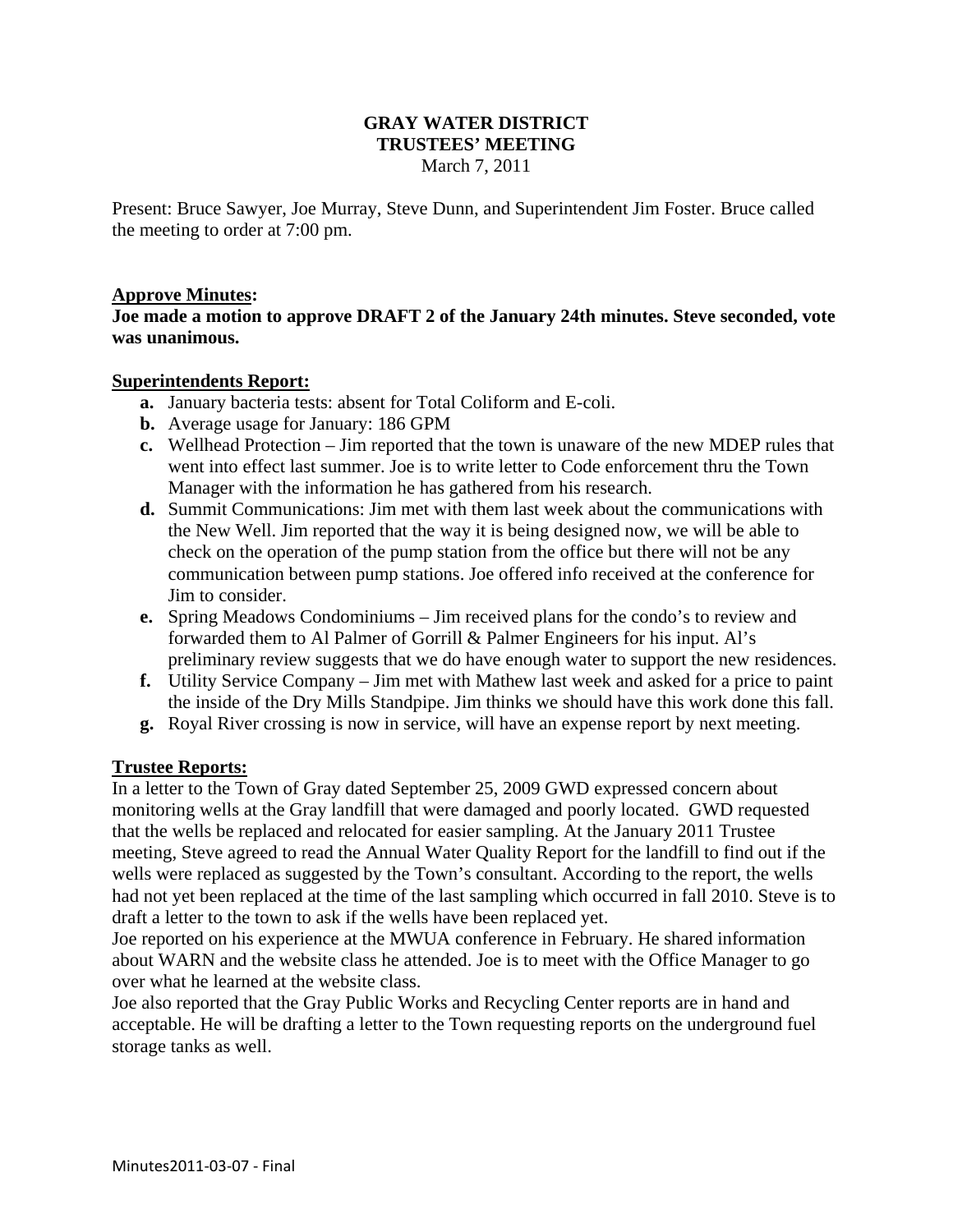# GRAY WATER DISTRICT
## TRUSTEES' MEETING
March 7, 2011

Present: Bruce Sawyer, Joe Murray, Steve Dunn, and Superintendent Jim Foster. Bruce called the meeting to order at 7:00 pm.

**Approve Minutes:**

**Joe made a motion to approve DRAFT 2 of the January 24th minutes. Steve seconded, vote was unanimous.**

**Superintendents Report:**

- **a.** January bacteria tests: absent for Total Coliform and E-coli.
- **b.** Average usage for January: 186 GPM
- **c.** Wellhead Protection – Jim reported that the town is unaware of the new MDEP rules that went into effect last summer. Joe is to write letter to Code enforcement thru the Town Manager with the information he has gathered from his research.
- **d.** Summit Communications: Jim met with them last week about the communications with the New Well. Jim reported that the way it is being designed now, we will be able to check on the operation of the pump station from the office but there will not be any communication between pump stations. Joe offered info received at the conference for Jim to consider.
- **e.** Spring Meadows Condominiums – Jim received plans for the condo's to review and forwarded them to Al Palmer of Gorrill & Palmer Engineers for his input. Al's preliminary review suggests that we do have enough water to support the new residences.
- **f.** Utility Service Company – Jim met with Mathew last week and asked for a price to paint the inside of the Dry Mills Standpipe. Jim thinks we should have this work done this fall.
- **g.** Royal River crossing is now in service, will have an expense report by next meeting.

**Trustee Reports:**

In a letter to the Town of Gray dated September 25, 2009 GWD expressed concern about monitoring wells at the Gray landfill that were damaged and poorly located. GWD requested that the wells be replaced and relocated for easier sampling. At the January 2011 Trustee meeting, Steve agreed to read the Annual Water Quality Report for the landfill to find out if the wells were replaced as suggested by the Town's consultant. According to the report, the wells had not yet been replaced at the time of the last sampling which occurred in fall 2010. Steve is to draft a letter to the town to ask if the wells have been replaced yet.

Joe reported on his experience at the MWUA conference in February. He shared information about WARN and the website class he attended. Joe is to meet with the Office Manager to go over what he learned at the website class.

Joe also reported that the Gray Public Works and Recycling Center reports are in hand and acceptable. He will be drafting a letter to the Town requesting reports on the underground fuel storage tanks as well.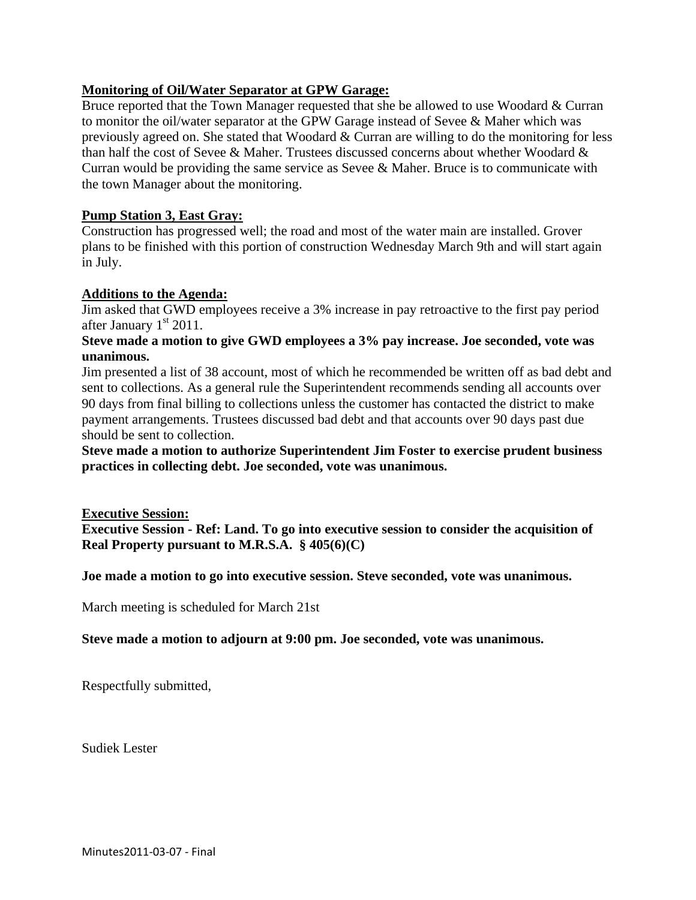**Monitoring of Oil/Water Separator at GPW Garage:**

Bruce reported that the Town Manager requested that she be allowed to use Woodard & Curran to monitor the oil/water separator at the GPW Garage instead of Sevee & Maher which was previously agreed on. She stated that Woodard & Curran are willing to do the monitoring for less than half the cost of Sevee & Maher. Trustees discussed concerns about whether Woodard & Curran would be providing the same service as Sevee & Maher. Bruce is to communicate with the town Manager about the monitoring.

**Pump Station 3, East Gray:**

Construction has progressed well; the road and most of the water main are installed. Grover plans to be finished with this portion of construction Wednesday March 9th and will start again in July.

**Additions to the Agenda:**

Jim asked that GWD employees receive a 3% increase in pay retroactive to the first pay period after January 1st 2011.

**Steve made a motion to give GWD employees a 3% pay increase. Joe seconded, vote was unanimous.**

Jim presented a list of 38 account, most of which he recommended be written off as bad debt and sent to collections. As a general rule the Superintendent recommends sending all accounts over 90 days from final billing to collections unless the customer has contacted the district to make payment arrangements. Trustees discussed bad debt and that accounts over 90 days past due should be sent to collection.

**Steve made a motion to authorize Superintendent Jim Foster to exercise prudent business practices in collecting debt. Joe seconded, vote was unanimous.**

**Executive Session:**

**Executive Session - Ref: Land. To go into executive session to consider the acquisition of Real Property pursuant to M.R.S.A. § 405(6)(C)**

**Joe made a motion to go into executive session. Steve seconded, vote was unanimous.**

March meeting is scheduled for March 21st

**Steve made a motion to adjourn at 9:00 pm. Joe seconded, vote was unanimous.**

Respectfully submitted,

Sudiek Lester

Minutes2011-03-07 - Final